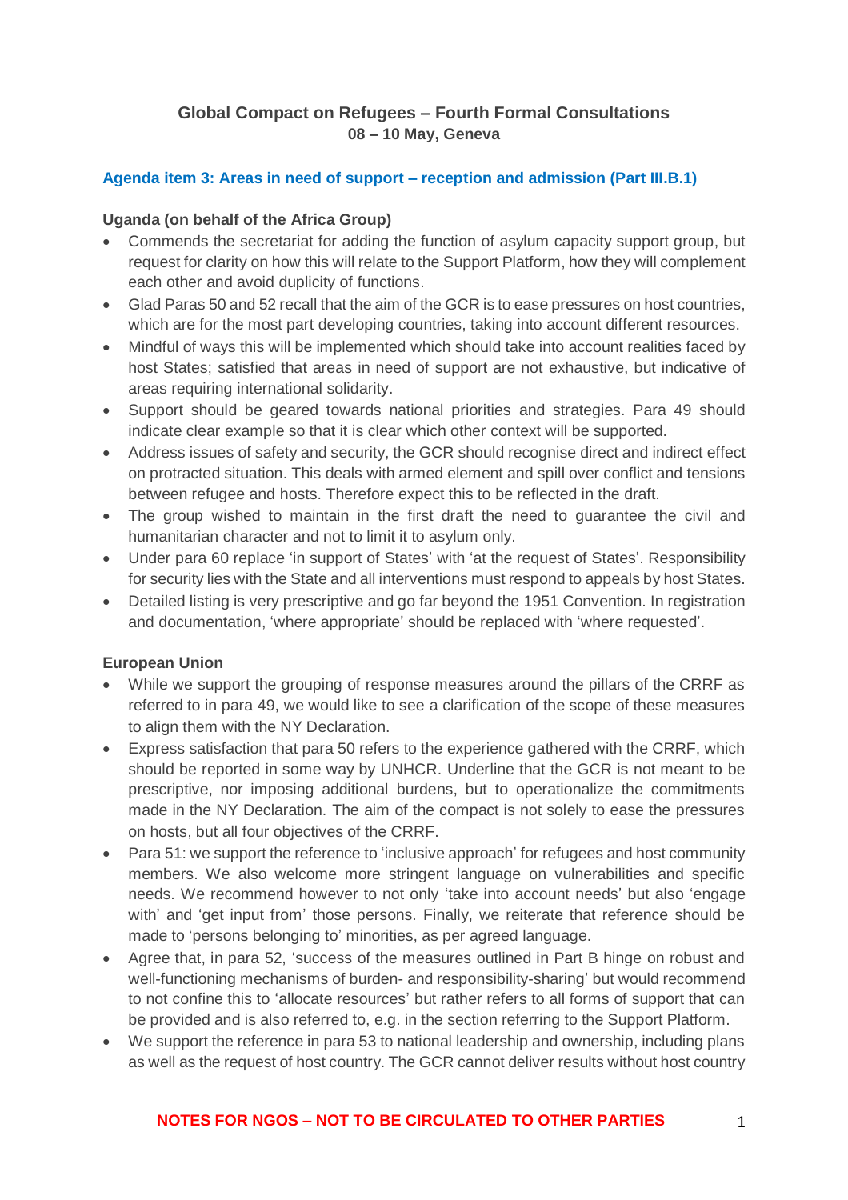# Global Compact on Refugees – Fourth Formal Consultations
**08 – 10 May, Geneva**

## Agenda item 3: Areas in need of support – reception and admission (Part III.B.1)

### Uganda (on behalf of the Africa Group)

- Commends the secretariat for adding the function of asylum capacity support group, but request for clarity on how this will relate to the Support Platform, how they will complement each other and avoid duplicity of functions.
- Glad Paras 50 and 52 recall that the aim of the GCR is to ease pressures on host countries, which are for the most part developing countries, taking into account different resources.
- Mindful of ways this will be implemented which should take into account realities faced by host States; satisfied that areas in need of support are not exhaustive, but indicative of areas requiring international solidarity.
- Support should be geared towards national priorities and strategies. Para 49 should indicate clear example so that it is clear which other context will be supported.
- Address issues of safety and security, the GCR should recognise direct and indirect effect on protracted situation. This deals with armed element and spill over conflict and tensions between refugee and hosts. Therefore expect this to be reflected in the draft.
- The group wished to maintain in the first draft the need to guarantee the civil and humanitarian character and not to limit it to asylum only.
- Under para 60 replace 'in support of States' with 'at the request of States'. Responsibility for security lies with the State and all interventions must respond to appeals by host States.
- Detailed listing is very prescriptive and go far beyond the 1951 Convention. In registration and documentation, 'where appropriate' should be replaced with 'where requested'.

### European Union

- While we support the grouping of response measures around the pillars of the CRRF as referred to in para 49, we would like to see a clarification of the scope of these measures to align them with the NY Declaration.
- Express satisfaction that para 50 refers to the experience gathered with the CRRF, which should be reported in some way by UNHCR. Underline that the GCR is not meant to be prescriptive, nor imposing additional burdens, but to operationalize the commitments made in the NY Declaration. The aim of the compact is not solely to ease the pressures on hosts, but all four objectives of the CRRF.
- Para 51: we support the reference to 'inclusive approach' for refugees and host community members. We also welcome more stringent language on vulnerabilities and specific needs. We recommend however to not only 'take into account needs' but also 'engage with' and 'get input from' those persons. Finally, we reiterate that reference should be made to 'persons belonging to' minorities, as per agreed language.
- Agree that, in para 52, 'success of the measures outlined in Part B hinge on robust and well-functioning mechanisms of burden- and responsibility-sharing' but would recommend to not confine this to 'allocate resources' but rather refers to all forms of support that can be provided and is also referred to, e.g. in the section referring to the Support Platform.
- We support the reference in para 53 to national leadership and ownership, including plans as well as the request of host country. The GCR cannot deliver results without host country

**NOTES FOR NGOS – NOT TO BE CIRCULATED TO OTHER PARTIES**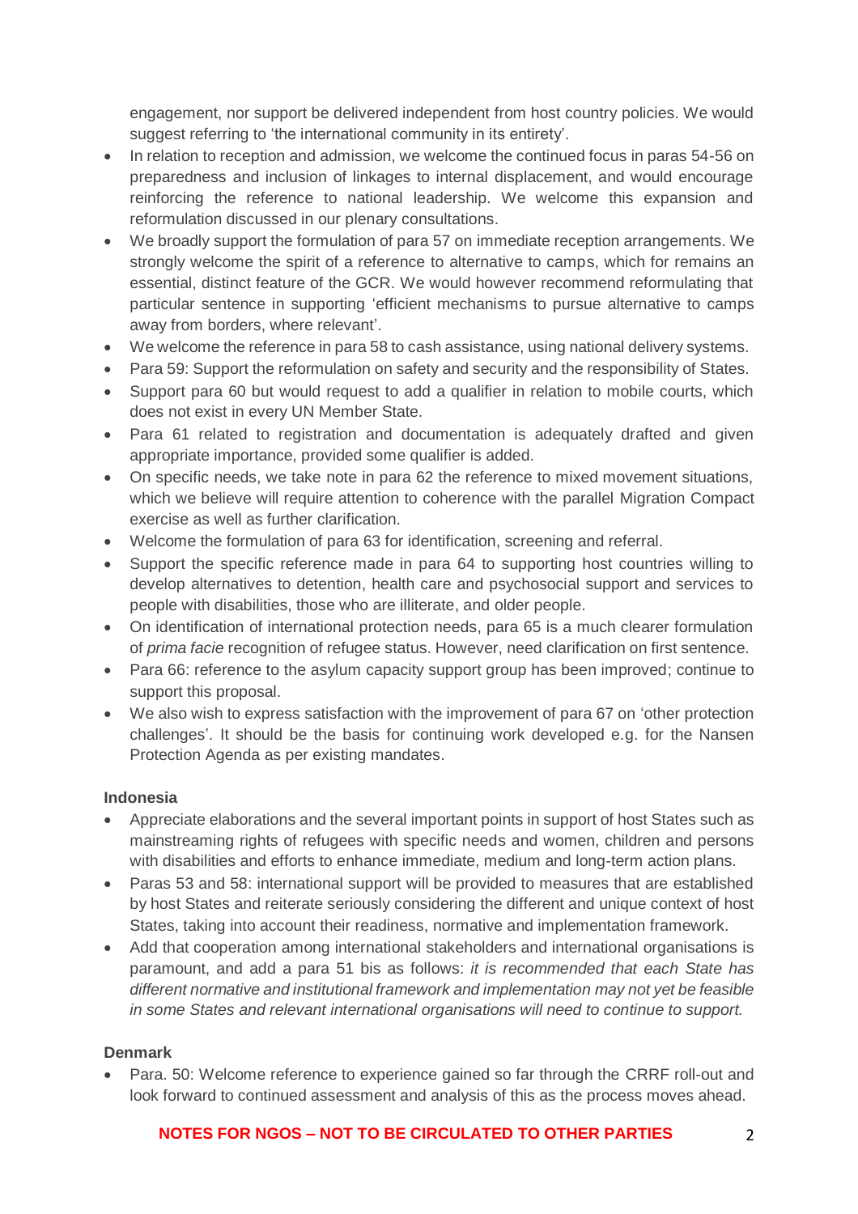engagement, nor support be delivered independent from host country policies. We would suggest referring to 'the international community in its entirety'.

- In relation to reception and admission, we welcome the continued focus in paras 54-56 on preparedness and inclusion of linkages to internal displacement, and would encourage reinforcing the reference to national leadership. We welcome this expansion and reformulation discussed in our plenary consultations.
- We broadly support the formulation of para 57 on immediate reception arrangements. We strongly welcome the spirit of a reference to alternative to camps, which for remains an essential, distinct feature of the GCR. We would however recommend reformulating that particular sentence in supporting 'efficient mechanisms to pursue alternative to camps away from borders, where relevant'.
- We welcome the reference in para 58 to cash assistance, using national delivery systems.
- Para 59: Support the reformulation on safety and security and the responsibility of States.
- Support para 60 but would request to add a qualifier in relation to mobile courts, which does not exist in every UN Member State.
- Para 61 related to registration and documentation is adequately drafted and given appropriate importance, provided some qualifier is added.
- On specific needs, we take note in para 62 the reference to mixed movement situations, which we believe will require attention to coherence with the parallel Migration Compact exercise as well as further clarification.
- Welcome the formulation of para 63 for identification, screening and referral.
- Support the specific reference made in para 64 to supporting host countries willing to develop alternatives to detention, health care and psychosocial support and services to people with disabilities, those who are illiterate, and older people.
- On identification of international protection needs, para 65 is a much clearer formulation of *prima facie* recognition of refugee status. However, need clarification on first sentence.
- Para 66: reference to the asylum capacity support group has been improved; continue to support this proposal.
- We also wish to express satisfaction with the improvement of para 67 on 'other protection challenges'. It should be the basis for continuing work developed e.g. for the Nansen Protection Agenda as per existing mandates.

**Indonesia**

- Appreciate elaborations and the several important points in support of host States such as mainstreaming rights of refugees with specific needs and women, children and persons with disabilities and efforts to enhance immediate, medium and long-term action plans.
- Paras 53 and 58: international support will be provided to measures that are established by host States and reiterate seriously considering the different and unique context of host States, taking into account their readiness, normative and implementation framework.
- Add that cooperation among international stakeholders and international organisations is paramount, and add a para 51 bis as follows: *it is recommended that each State has different normative and institutional framework and implementation may not yet be feasible in some States and relevant international organisations will need to continue to support.*

**Denmark**

- Para. 50: Welcome reference to experience gained so far through the CRRF roll-out and look forward to continued assessment and analysis of this as the process moves ahead.

**NOTES FOR NGOS – NOT TO BE CIRCULATED TO OTHER PARTIES**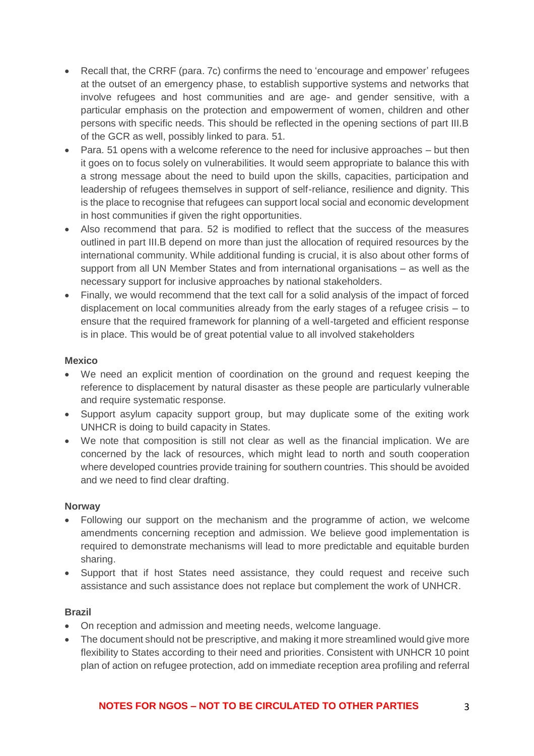- Recall that, the CRRF (para. 7c) confirms the need to 'encourage and empower' refugees at the outset of an emergency phase, to establish supportive systems and networks that involve refugees and host communities and are age- and gender sensitive, with a particular emphasis on the protection and empowerment of women, children and other persons with specific needs. This should be reflected in the opening sections of part III.B of the GCR as well, possibly linked to para. 51.
- Para. 51 opens with a welcome reference to the need for inclusive approaches – but then it goes on to focus solely on vulnerabilities. It would seem appropriate to balance this with a strong message about the need to build upon the skills, capacities, participation and leadership of refugees themselves in support of self-reliance, resilience and dignity. This is the place to recognise that refugees can support local social and economic development in host communities if given the right opportunities.
- Also recommend that para. 52 is modified to reflect that the success of the measures outlined in part III.B depend on more than just the allocation of required resources by the international community. While additional funding is crucial, it is also about other forms of support from all UN Member States and from international organisations – as well as the necessary support for inclusive approaches by national stakeholders.
- Finally, we would recommend that the text call for a solid analysis of the impact of forced displacement on local communities already from the early stages of a refugee crisis – to ensure that the required framework for planning of a well-targeted and efficient response is in place. This would be of great potential value to all involved stakeholders

**Mexico**

- We need an explicit mention of coordination on the ground and request keeping the reference to displacement by natural disaster as these people are particularly vulnerable and require systematic response.
- Support asylum capacity support group, but may duplicate some of the exiting work UNHCR is doing to build capacity in States.
- We note that composition is still not clear as well as the financial implication. We are concerned by the lack of resources, which might lead to north and south cooperation where developed countries provide training for southern countries. This should be avoided and we need to find clear drafting.

**Norway**

- Following our support on the mechanism and the programme of action, we welcome amendments concerning reception and admission. We believe good implementation is required to demonstrate mechanisms will lead to more predictable and equitable burden sharing.
- Support that if host States need assistance, they could request and receive such assistance and such assistance does not replace but complement the work of UNHCR.

**Brazil**

- On reception and admission and meeting needs, welcome language.
- The document should not be prescriptive, and making it more streamlined would give more flexibility to States according to their need and priorities. Consistent with UNHCR 10 point plan of action on refugee protection, add on immediate reception area profiling and referral

**NOTES FOR NGOS – NOT TO BE CIRCULATED TO OTHER PARTIES**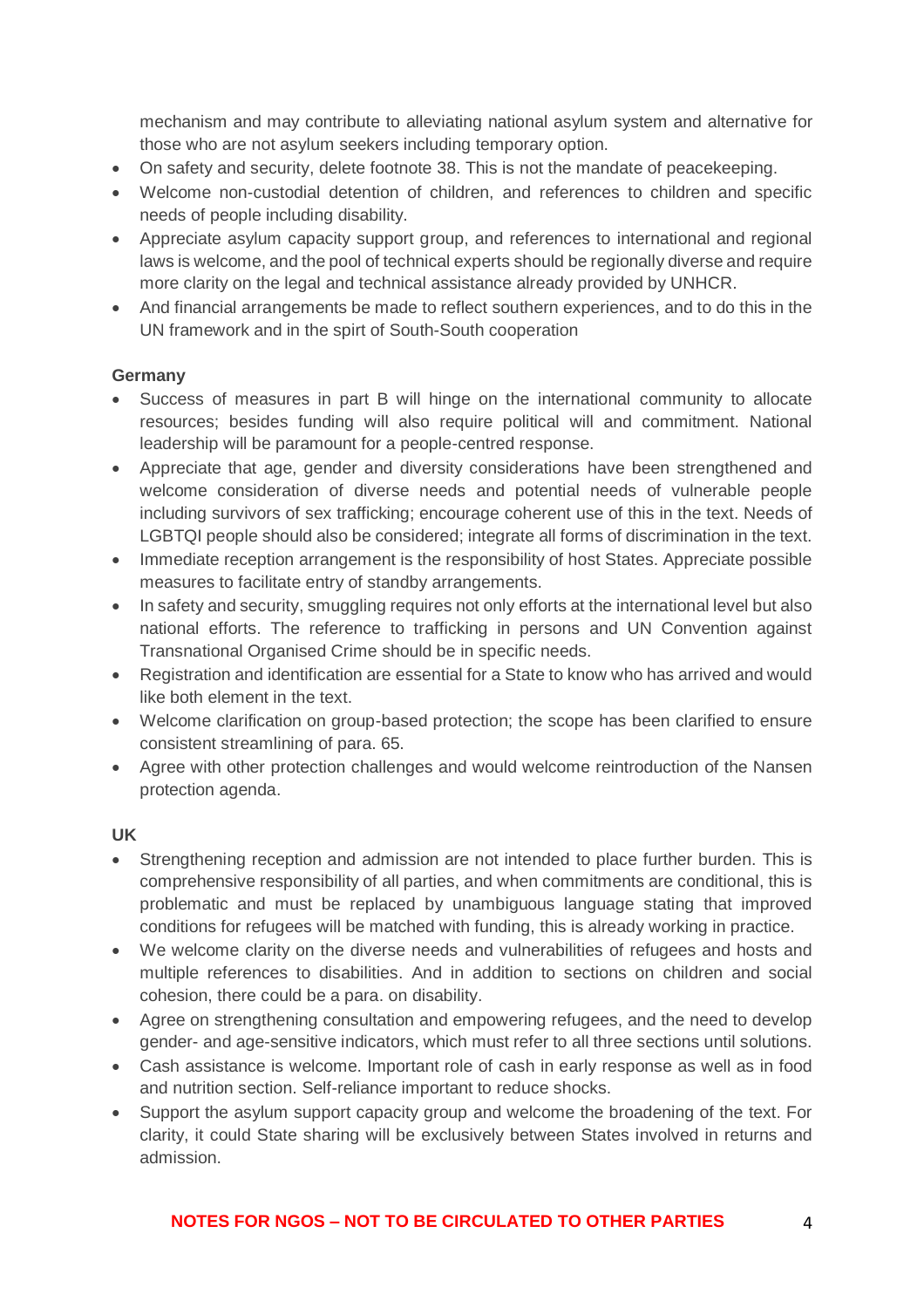mechanism and may contribute to alleviating national asylum system and alternative for those who are not asylum seekers including temporary option.

- On safety and security, delete footnote 38. This is not the mandate of peacekeeping.
- Welcome non-custodial detention of children, and references to children and specific needs of people including disability.
- Appreciate asylum capacity support group, and references to international and regional laws is welcome, and the pool of technical experts should be regionally diverse and require more clarity on the legal and technical assistance already provided by UNHCR.
- And financial arrangements be made to reflect southern experiences, and to do this in the UN framework and in the spirt of South-South cooperation

**Germany**

- Success of measures in part B will hinge on the international community to allocate resources; besides funding will also require political will and commitment. National leadership will be paramount for a people-centred response.
- Appreciate that age, gender and diversity considerations have been strengthened and welcome consideration of diverse needs and potential needs of vulnerable people including survivors of sex trafficking; encourage coherent use of this in the text. Needs of LGBTQI people should also be considered; integrate all forms of discrimination in the text.
- Immediate reception arrangement is the responsibility of host States. Appreciate possible measures to facilitate entry of standby arrangements.
- In safety and security, smuggling requires not only efforts at the international level but also national efforts. The reference to trafficking in persons and UN Convention against Transnational Organised Crime should be in specific needs.
- Registration and identification are essential for a State to know who has arrived and would like both element in the text.
- Welcome clarification on group-based protection; the scope has been clarified to ensure consistent streamlining of para. 65.
- Agree with other protection challenges and would welcome reintroduction of the Nansen protection agenda.

**UK**

- Strengthening reception and admission are not intended to place further burden. This is comprehensive responsibility of all parties, and when commitments are conditional, this is problematic and must be replaced by unambiguous language stating that improved conditions for refugees will be matched with funding, this is already working in practice.
- We welcome clarity on the diverse needs and vulnerabilities of refugees and hosts and multiple references to disabilities. And in addition to sections on children and social cohesion, there could be a para. on disability.
- Agree on strengthening consultation and empowering refugees, and the need to develop gender- and age-sensitive indicators, which must refer to all three sections until solutions.
- Cash assistance is welcome. Important role of cash in early response as well as in food and nutrition section. Self-reliance important to reduce shocks.
- Support the asylum support capacity group and welcome the broadening of the text. For clarity, it could State sharing will be exclusively between States involved in returns and admission.

**NOTES FOR NGOS – NOT TO BE CIRCULATED TO OTHER PARTIES**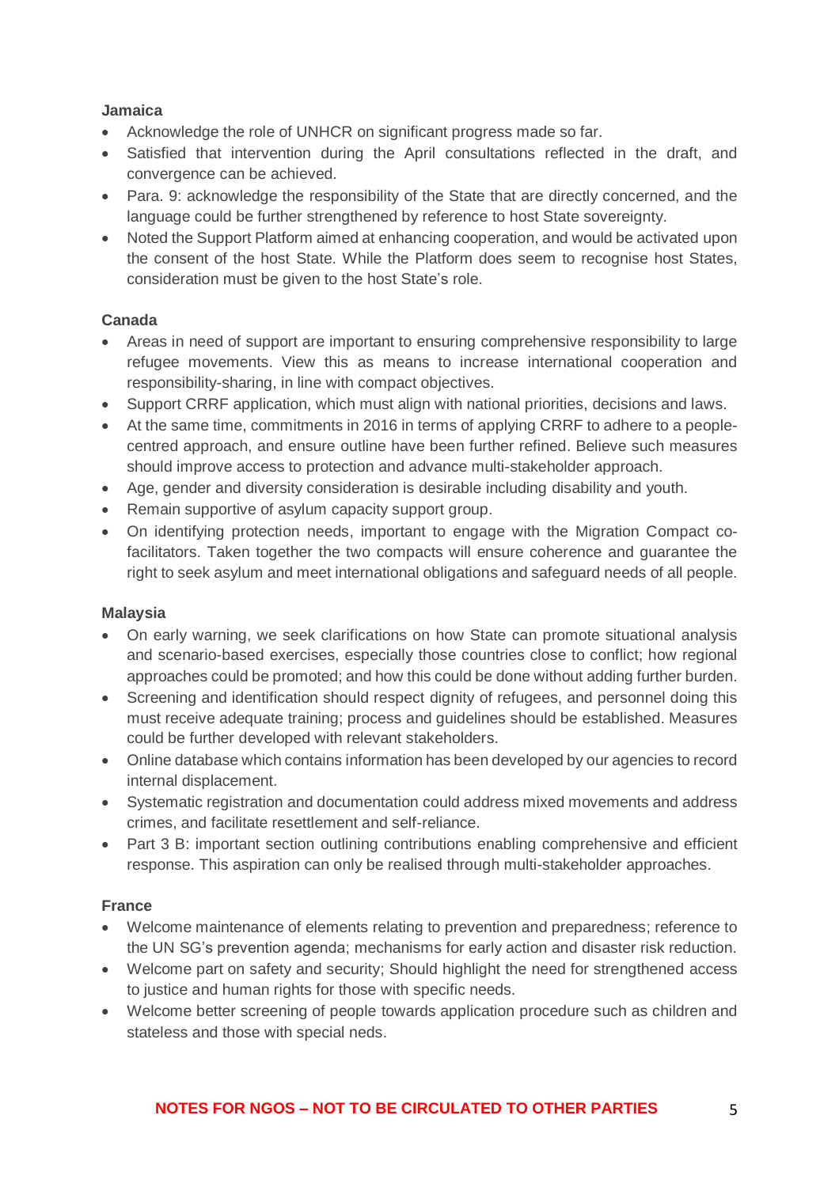**Jamaica**

- Acknowledge the role of UNHCR on significant progress made so far.
- Satisfied that intervention during the April consultations reflected in the draft, and convergence can be achieved.
- Para. 9: acknowledge the responsibility of the State that are directly concerned, and the language could be further strengthened by reference to host State sovereignty.
- Noted the Support Platform aimed at enhancing cooperation, and would be activated upon the consent of the host State. While the Platform does seem to recognise host States, consideration must be given to the host State's role.

**Canada**

- Areas in need of support are important to ensuring comprehensive responsibility to large refugee movements. View this as means to increase international cooperation and responsibility-sharing, in line with compact objectives.
- Support CRRF application, which must align with national priorities, decisions and laws.
- At the same time, commitments in 2016 in terms of applying CRRF to adhere to a people-centred approach, and ensure outline have been further refined. Believe such measures should improve access to protection and advance multi-stakeholder approach.
- Age, gender and diversity consideration is desirable including disability and youth.
- Remain supportive of asylum capacity support group.
- On identifying protection needs, important to engage with the Migration Compact co-facilitators. Taken together the two compacts will ensure coherence and guarantee the right to seek asylum and meet international obligations and safeguard needs of all people.

**Malaysia**

- On early warning, we seek clarifications on how State can promote situational analysis and scenario-based exercises, especially those countries close to conflict; how regional approaches could be promoted; and how this could be done without adding further burden.
- Screening and identification should respect dignity of refugees, and personnel doing this must receive adequate training; process and guidelines should be established. Measures could be further developed with relevant stakeholders.
- Online database which contains information has been developed by our agencies to record internal displacement.
- Systematic registration and documentation could address mixed movements and address crimes, and facilitate resettlement and self-reliance.
- Part 3 B: important section outlining contributions enabling comprehensive and efficient response. This aspiration can only be realised through multi-stakeholder approaches.

**France**

- Welcome maintenance of elements relating to prevention and preparedness; reference to the UN SG's prevention agenda; mechanisms for early action and disaster risk reduction.
- Welcome part on safety and security; Should highlight the need for strengthened access to justice and human rights for those with specific needs.
- Welcome better screening of people towards application procedure such as children and stateless and those with special neds.

**NOTES FOR NGOS – NOT TO BE CIRCULATED TO OTHER PARTIES**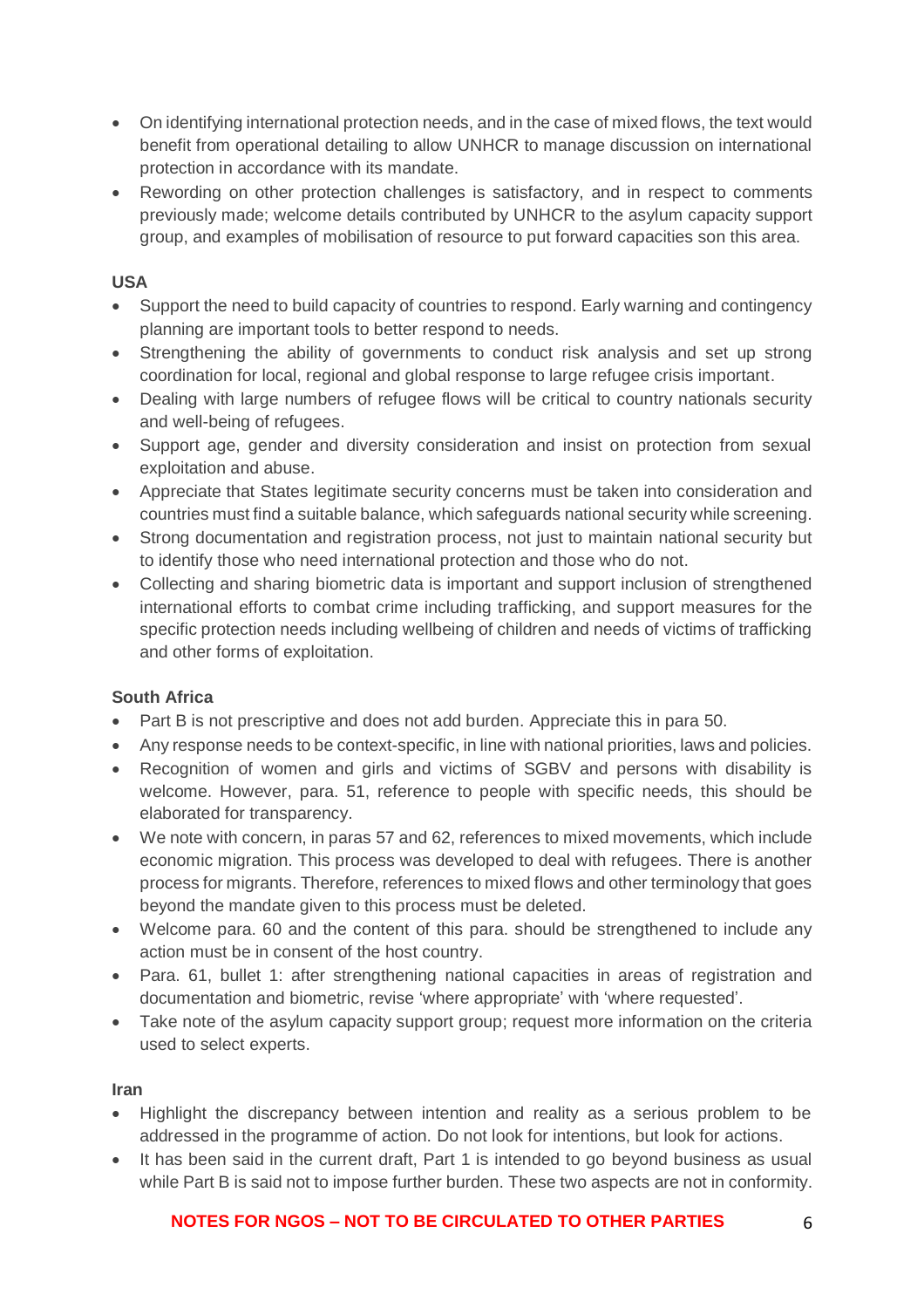- On identifying international protection needs, and in the case of mixed flows, the text would benefit from operational detailing to allow UNHCR to manage discussion on international protection in accordance with its mandate.
- Rewording on other protection challenges is satisfactory, and in respect to comments previously made; welcome details contributed by UNHCR to the asylum capacity support group, and examples of mobilisation of resource to put forward capacities son this area.

**USA**

- Support the need to build capacity of countries to respond. Early warning and contingency planning are important tools to better respond to needs.
- Strengthening the ability of governments to conduct risk analysis and set up strong coordination for local, regional and global response to large refugee crisis important.
- Dealing with large numbers of refugee flows will be critical to country nationals security and well-being of refugees.
- Support age, gender and diversity consideration and insist on protection from sexual exploitation and abuse.
- Appreciate that States legitimate security concerns must be taken into consideration and countries must find a suitable balance, which safeguards national security while screening.
- Strong documentation and registration process, not just to maintain national security but to identify those who need international protection and those who do not.
- Collecting and sharing biometric data is important and support inclusion of strengthened international efforts to combat crime including trafficking, and support measures for the specific protection needs including wellbeing of children and needs of victims of trafficking and other forms of exploitation.

**South Africa**

- Part B is not prescriptive and does not add burden. Appreciate this in para 50.
- Any response needs to be context-specific, in line with national priorities, laws and policies.
- Recognition of women and girls and victims of SGBV and persons with disability is welcome. However, para. 51, reference to people with specific needs, this should be elaborated for transparency.
- We note with concern, in paras 57 and 62, references to mixed movements, which include economic migration. This process was developed to deal with refugees. There is another process for migrants. Therefore, references to mixed flows and other terminology that goes beyond the mandate given to this process must be deleted.
- Welcome para. 60 and the content of this para. should be strengthened to include any action must be in consent of the host country.
- Para. 61, bullet 1: after strengthening national capacities in areas of registration and documentation and biometric, revise 'where appropriate' with 'where requested'.
- Take note of the asylum capacity support group; request more information on the criteria used to select experts.

**Iran**

- Highlight the discrepancy between intention and reality as a serious problem to be addressed in the programme of action. Do not look for intentions, but look for actions.
- It has been said in the current draft, Part 1 is intended to go beyond business as usual while Part B is said not to impose further burden. These two aspects are not in conformity.

**NOTES FOR NGOS – NOT TO BE CIRCULATED TO OTHER PARTIES**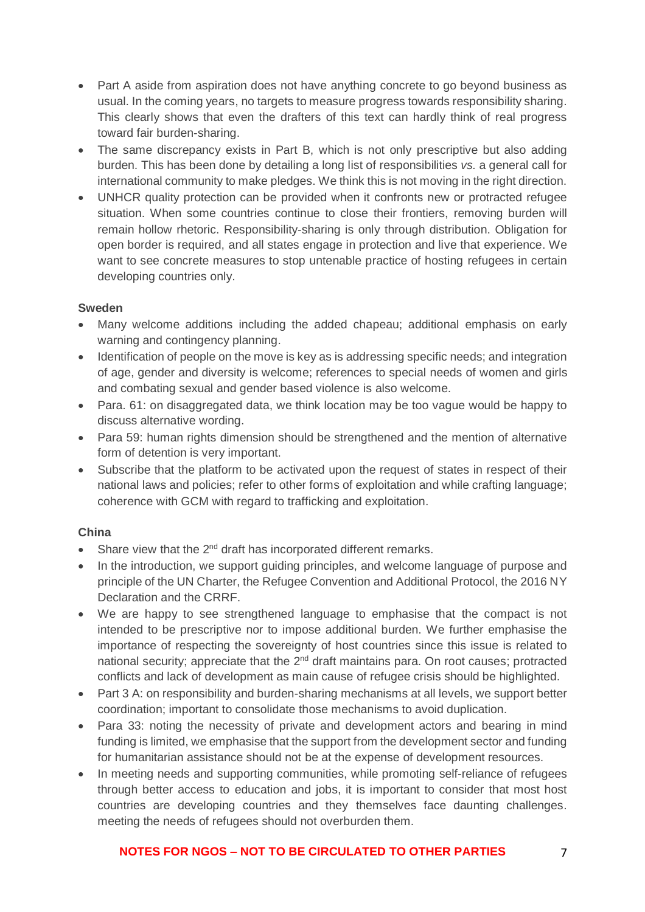- Part A aside from aspiration does not have anything concrete to go beyond business as usual. In the coming years, no targets to measure progress towards responsibility sharing. This clearly shows that even the drafters of this text can hardly think of real progress toward fair burden-sharing.
- The same discrepancy exists in Part B, which is not only prescriptive but also adding burden. This has been done by detailing a long list of responsibilities *vs.* a general call for international community to make pledges. We think this is not moving in the right direction.
- UNHCR quality protection can be provided when it confronts new or protracted refugee situation. When some countries continue to close their frontiers, removing burden will remain hollow rhetoric. Responsibility-sharing is only through distribution. Obligation for open border is required, and all states engage in protection and live that experience. We want to see concrete measures to stop untenable practice of hosting refugees in certain developing countries only.

**Sweden**

- Many welcome additions including the added chapeau; additional emphasis on early warning and contingency planning.
- Identification of people on the move is key as is addressing specific needs; and integration of age, gender and diversity is welcome; references to special needs of women and girls and combating sexual and gender based violence is also welcome.
- Para. 61: on disaggregated data, we think location may be too vague would be happy to discuss alternative wording.
- Para 59: human rights dimension should be strengthened and the mention of alternative form of detention is very important.
- Subscribe that the platform to be activated upon the request of states in respect of their national laws and policies; refer to other forms of exploitation and while crafting language; coherence with GCM with regard to trafficking and exploitation.

**China**

- Share view that the 2nd draft has incorporated different remarks.
- In the introduction, we support guiding principles, and welcome language of purpose and principle of the UN Charter, the Refugee Convention and Additional Protocol, the 2016 NY Declaration and the CRRF.
- We are happy to see strengthened language to emphasise that the compact is not intended to be prescriptive nor to impose additional burden. We further emphasise the importance of respecting the sovereignty of host countries since this issue is related to national security; appreciate that the 2nd draft maintains para. On root causes; protracted conflicts and lack of development as main cause of refugee crisis should be highlighted.
- Part 3 A: on responsibility and burden-sharing mechanisms at all levels, we support better coordination; important to consolidate those mechanisms to avoid duplication.
- Para 33: noting the necessity of private and development actors and bearing in mind funding is limited, we emphasise that the support from the development sector and funding for humanitarian assistance should not be at the expense of development resources.
- In meeting needs and supporting communities, while promoting self-reliance of refugees through better access to education and jobs, it is important to consider that most host countries are developing countries and they themselves face daunting challenges. meeting the needs of refugees should not overburden them.

**NOTES FOR NGOS – NOT TO BE CIRCULATED TO OTHER PARTIES**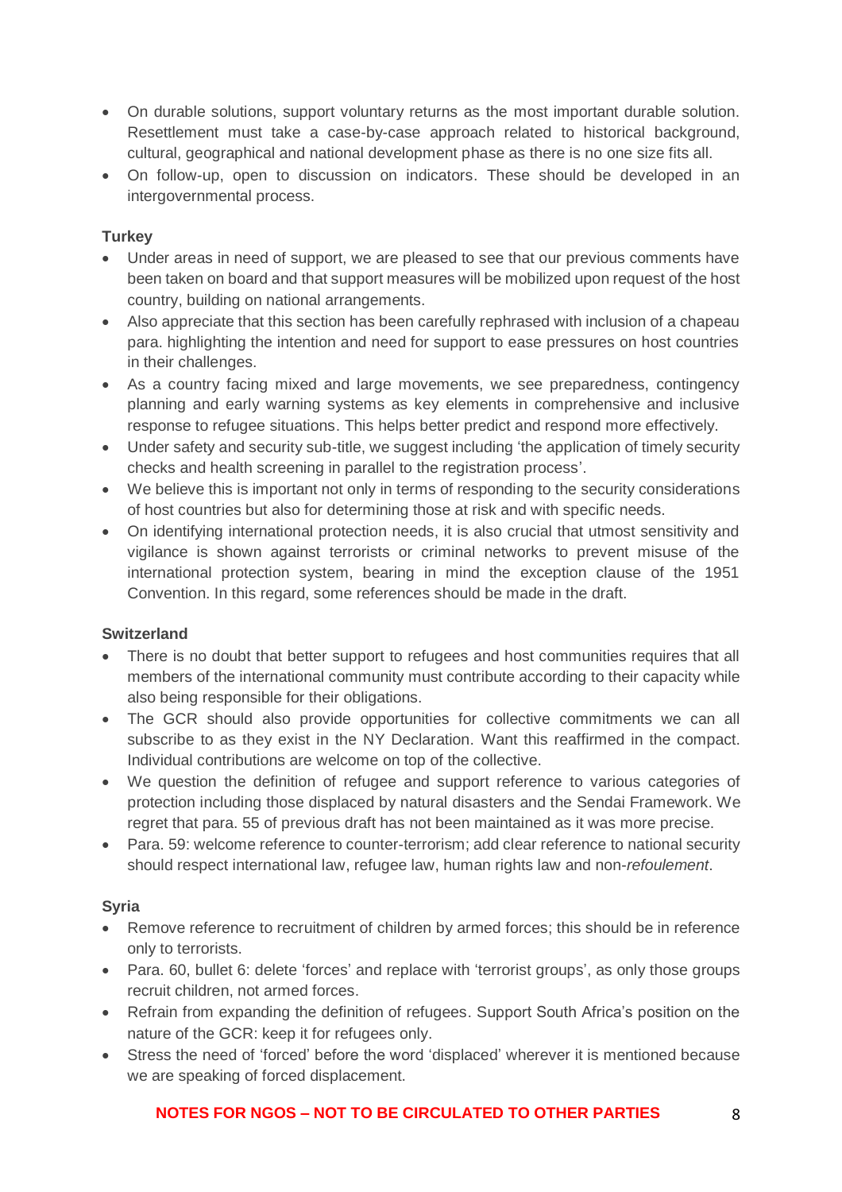- On durable solutions, support voluntary returns as the most important durable solution. Resettlement must take a case-by-case approach related to historical background, cultural, geographical and national development phase as there is no one size fits all.
- On follow-up, open to discussion on indicators. These should be developed in an intergovernmental process.

**Turkey**

- Under areas in need of support, we are pleased to see that our previous comments have been taken on board and that support measures will be mobilized upon request of the host country, building on national arrangements.
- Also appreciate that this section has been carefully rephrased with inclusion of a chapeau para. highlighting the intention and need for support to ease pressures on host countries in their challenges.
- As a country facing mixed and large movements, we see preparedness, contingency planning and early warning systems as key elements in comprehensive and inclusive response to refugee situations. This helps better predict and respond more effectively.
- Under safety and security sub-title, we suggest including 'the application of timely security checks and health screening in parallel to the registration process'.
- We believe this is important not only in terms of responding to the security considerations of host countries but also for determining those at risk and with specific needs.
- On identifying international protection needs, it is also crucial that utmost sensitivity and vigilance is shown against terrorists or criminal networks to prevent misuse of the international protection system, bearing in mind the exception clause of the 1951 Convention. In this regard, some references should be made in the draft.

**Switzerland**

- There is no doubt that better support to refugees and host communities requires that all members of the international community must contribute according to their capacity while also being responsible for their obligations.
- The GCR should also provide opportunities for collective commitments we can all subscribe to as they exist in the NY Declaration. Want this reaffirmed in the compact. Individual contributions are welcome on top of the collective.
- We question the definition of refugee and support reference to various categories of protection including those displaced by natural disasters and the Sendai Framework. We regret that para. 55 of previous draft has not been maintained as it was more precise.
- Para. 59: welcome reference to counter-terrorism; add clear reference to national security should respect international law, refugee law, human rights law and non-*refoulement*.

**Syria**

- Remove reference to recruitment of children by armed forces; this should be in reference only to terrorists.
- Para. 60, bullet 6: delete 'forces' and replace with 'terrorist groups', as only those groups recruit children, not armed forces.
- Refrain from expanding the definition of refugees. Support South Africa's position on the nature of the GCR: keep it for refugees only.
- Stress the need of 'forced' before the word 'displaced' wherever it is mentioned because we are speaking of forced displacement.

**NOTES FOR NGOS – NOT TO BE CIRCULATED TO OTHER PARTIES**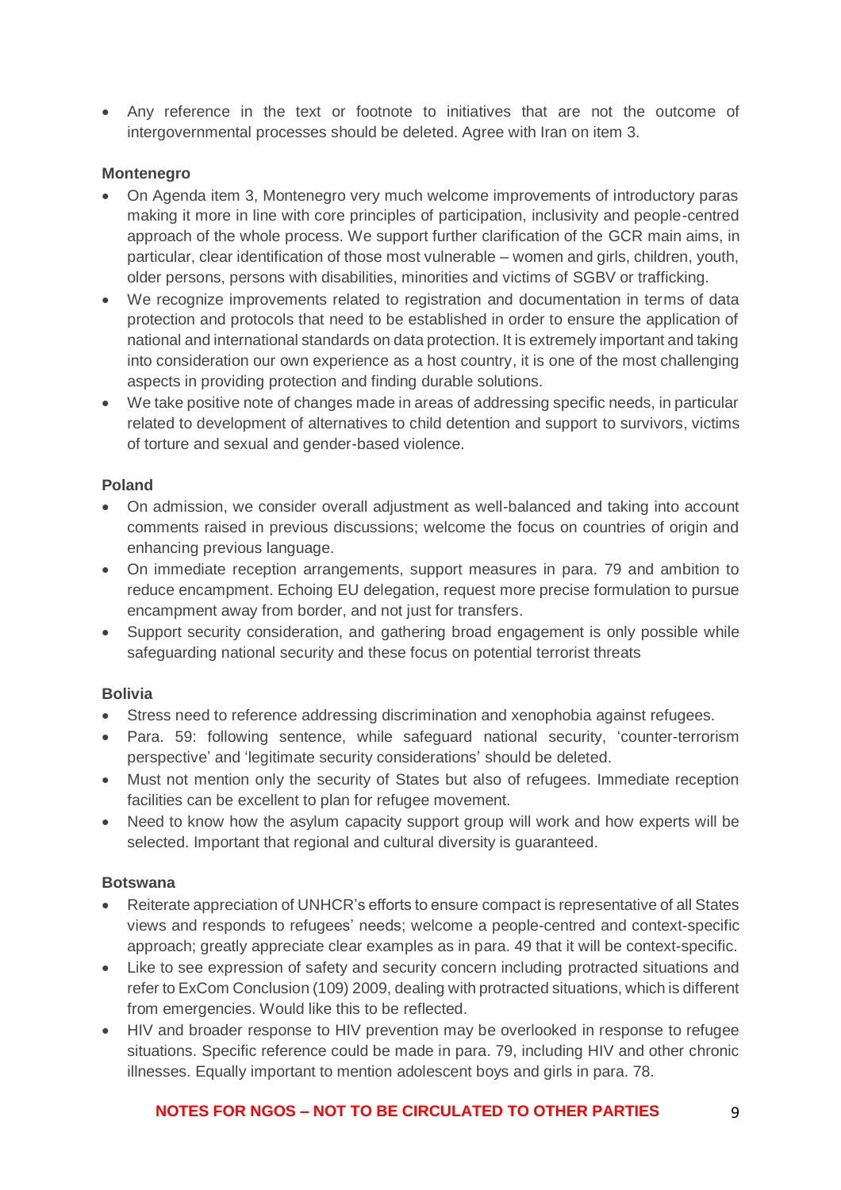- Any reference in the text or footnote to initiatives that are not the outcome of intergovernmental processes should be deleted. Agree with Iran on item 3.

**Montenegro**

- On Agenda item 3, Montenegro very much welcome improvements of introductory paras making it more in line with core principles of participation, inclusivity and people-centred approach of the whole process. We support further clarification of the GCR main aims, in particular, clear identification of those most vulnerable – women and girls, children, youth, older persons, persons with disabilities, minorities and victims of SGBV or trafficking.
- We recognize improvements related to registration and documentation in terms of data protection and protocols that need to be established in order to ensure the application of national and international standards on data protection. It is extremely important and taking into consideration our own experience as a host country, it is one of the most challenging aspects in providing protection and finding durable solutions.
- We take positive note of changes made in areas of addressing specific needs, in particular related to development of alternatives to child detention and support to survivors, victims of torture and sexual and gender-based violence.

**Poland**

- On admission, we consider overall adjustment as well-balanced and taking into account comments raised in previous discussions; welcome the focus on countries of origin and enhancing previous language.
- On immediate reception arrangements, support measures in para. 79 and ambition to reduce encampment. Echoing EU delegation, request more precise formulation to pursue encampment away from border, and not just for transfers.
- Support security consideration, and gathering broad engagement is only possible while safeguarding national security and these focus on potential terrorist threats

**Bolivia**

- Stress need to reference addressing discrimination and xenophobia against refugees.
- Para. 59: following sentence, while safeguard national security, 'counter-terrorism perspective' and 'legitimate security considerations' should be deleted.
- Must not mention only the security of States but also of refugees. Immediate reception facilities can be excellent to plan for refugee movement.
- Need to know how the asylum capacity support group will work and how experts will be selected. Important that regional and cultural diversity is guaranteed.

**Botswana**

- Reiterate appreciation of UNHCR's efforts to ensure compact is representative of all States views and responds to refugees' needs; welcome a people-centred and context-specific approach; greatly appreciate clear examples as in para. 49 that it will be context-specific.
- Like to see expression of safety and security concern including protracted situations and refer to ExCom Conclusion (109) 2009, dealing with protracted situations, which is different from emergencies. Would like this to be reflected.
- HIV and broader response to HIV prevention may be overlooked in response to refugee situations. Specific reference could be made in para. 79, including HIV and other chronic illnesses. Equally important to mention adolescent boys and girls in para. 78.

**NOTES FOR NGOS – NOT TO BE CIRCULATED TO OTHER PARTIES**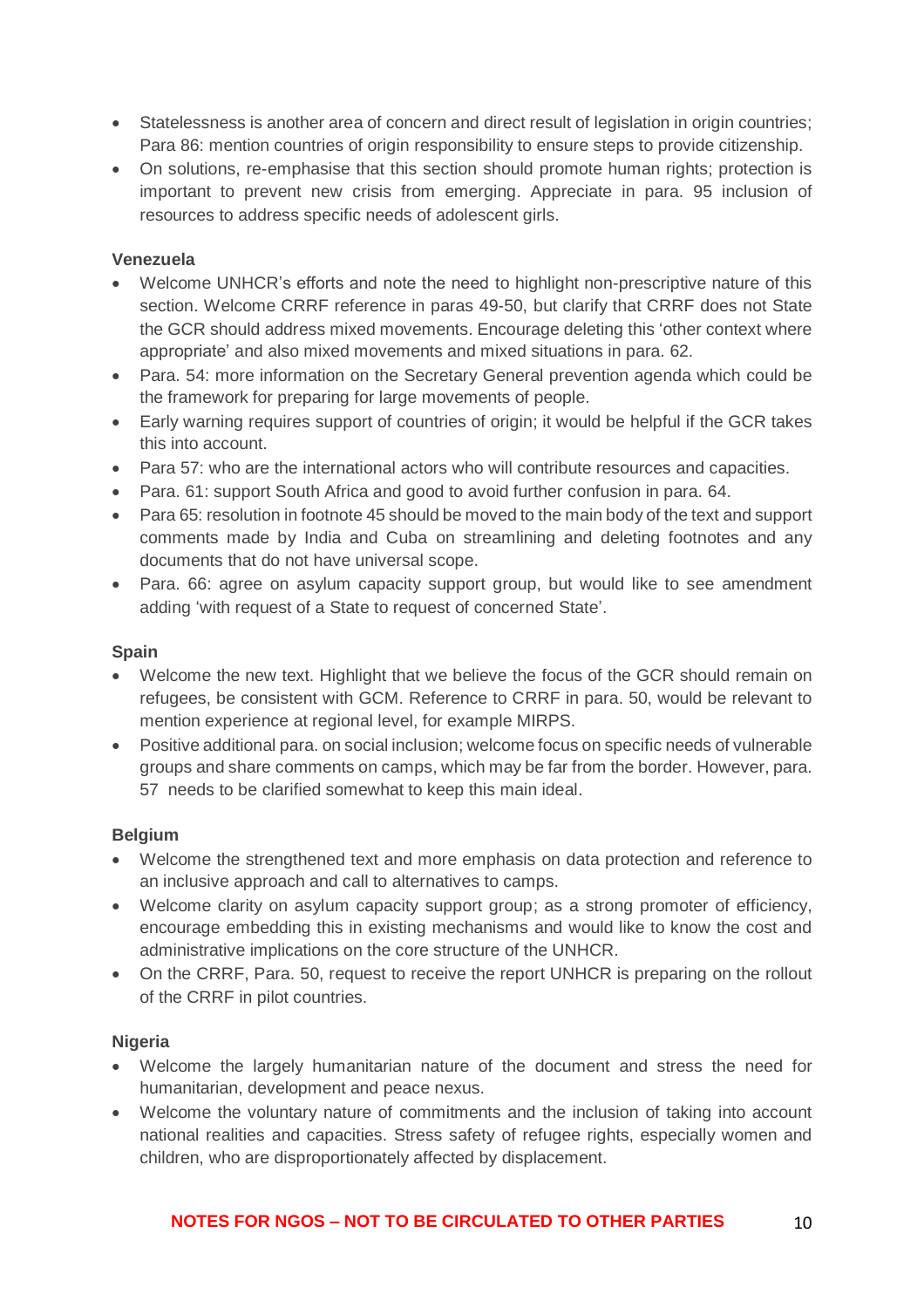- Statelessness is another area of concern and direct result of legislation in origin countries; Para 86: mention countries of origin responsibility to ensure steps to provide citizenship.
- On solutions, re-emphasise that this section should promote human rights; protection is important to prevent new crisis from emerging. Appreciate in para. 95 inclusion of resources to address specific needs of adolescent girls.

**Venezuela**

- Welcome UNHCR's efforts and note the need to highlight non-prescriptive nature of this section. Welcome CRRF reference in paras 49-50, but clarify that CRRF does not State the GCR should address mixed movements. Encourage deleting this 'other context where appropriate' and also mixed movements and mixed situations in para. 62.
- Para. 54: more information on the Secretary General prevention agenda which could be the framework for preparing for large movements of people.
- Early warning requires support of countries of origin; it would be helpful if the GCR takes this into account.
- Para 57: who are the international actors who will contribute resources and capacities.
- Para. 61: support South Africa and good to avoid further confusion in para. 64.
- Para 65: resolution in footnote 45 should be moved to the main body of the text and support comments made by India and Cuba on streamlining and deleting footnotes and any documents that do not have universal scope.
- Para. 66: agree on asylum capacity support group, but would like to see amendment adding 'with request of a State to request of concerned State'.

**Spain**

- Welcome the new text. Highlight that we believe the focus of the GCR should remain on refugees, be consistent with GCM. Reference to CRRF in para. 50, would be relevant to mention experience at regional level, for example MIRPS.
- Positive additional para. on social inclusion; welcome focus on specific needs of vulnerable groups and share comments on camps, which may be far from the border. However, para. 57 needs to be clarified somewhat to keep this main ideal.

**Belgium**

- Welcome the strengthened text and more emphasis on data protection and reference to an inclusive approach and call to alternatives to camps.
- Welcome clarity on asylum capacity support group; as a strong promoter of efficiency, encourage embedding this in existing mechanisms and would like to know the cost and administrative implications on the core structure of the UNHCR.
- On the CRRF, Para. 50, request to receive the report UNHCR is preparing on the rollout of the CRRF in pilot countries.

**Nigeria**

- Welcome the largely humanitarian nature of the document and stress the need for humanitarian, development and peace nexus.
- Welcome the voluntary nature of commitments and the inclusion of taking into account national realities and capacities. Stress safety of refugee rights, especially women and children, who are disproportionately affected by displacement.

**NOTES FOR NGOS – NOT TO BE CIRCULATED TO OTHER PARTIES**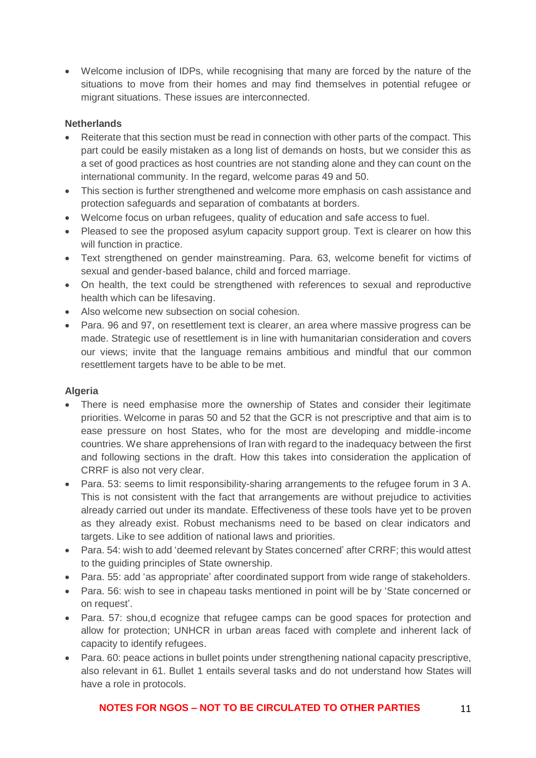- Welcome inclusion of IDPs, while recognising that many are forced by the nature of the situations to move from their homes and may find themselves in potential refugee or migrant situations. These issues are interconnected.

**Netherlands**

- Reiterate that this section must be read in connection with other parts of the compact. This part could be easily mistaken as a long list of demands on hosts, but we consider this as a set of good practices as host countries are not standing alone and they can count on the international community. In the regard, welcome paras 49 and 50.
- This section is further strengthened and welcome more emphasis on cash assistance and protection safeguards and separation of combatants at borders.
- Welcome focus on urban refugees, quality of education and safe access to fuel.
- Pleased to see the proposed asylum capacity support group. Text is clearer on how this will function in practice.
- Text strengthened on gender mainstreaming. Para. 63, welcome benefit for victims of sexual and gender-based balance, child and forced marriage.
- On health, the text could be strengthened with references to sexual and reproductive health which can be lifesaving.
- Also welcome new subsection on social cohesion.
- Para. 96 and 97, on resettlement text is clearer, an area where massive progress can be made. Strategic use of resettlement is in line with humanitarian consideration and covers our views; invite that the language remains ambitious and mindful that our common resettlement targets have to be able to be met.

**Algeria**

- There is need emphasise more the ownership of States and consider their legitimate priorities. Welcome in paras 50 and 52 that the GCR is not prescriptive and that aim is to ease pressure on host States, who for the most are developing and middle-income countries. We share apprehensions of Iran with regard to the inadequacy between the first and following sections in the draft. How this takes into consideration the application of CRRF is also not very clear.
- Para. 53: seems to limit responsibility-sharing arrangements to the refugee forum in 3 A. This is not consistent with the fact that arrangements are without prejudice to activities already carried out under its mandate. Effectiveness of these tools have yet to be proven as they already exist. Robust mechanisms need to be based on clear indicators and targets. Like to see addition of national laws and priorities.
- Para. 54: wish to add 'deemed relevant by States concerned' after CRRF; this would attest to the guiding principles of State ownership.
- Para. 55: add 'as appropriate' after coordinated support from wide range of stakeholders.
- Para. 56: wish to see in chapeau tasks mentioned in point will be by 'State concerned or on request'.
- Para. 57: shou,d ecognize that refugee camps can be good spaces for protection and allow for protection; UNHCR in urban areas faced with complete and inherent lack of capacity to identify refugees.
- Para. 60: peace actions in bullet points under strengthening national capacity prescriptive, also relevant in 61. Bullet 1 entails several tasks and do not understand how States will have a role in protocols.

**NOTES FOR NGOS – NOT TO BE CIRCULATED TO OTHER PARTIES**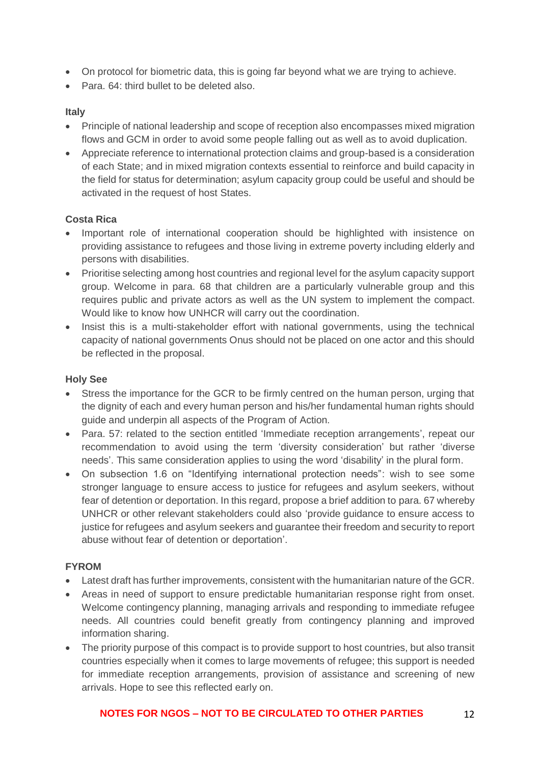- On protocol for biometric data, this is going far beyond what we are trying to achieve.
- Para. 64: third bullet to be deleted also.

**Italy**

- Principle of national leadership and scope of reception also encompasses mixed migration flows and GCM in order to avoid some people falling out as well as to avoid duplication.
- Appreciate reference to international protection claims and group-based is a consideration of each State; and in mixed migration contexts essential to reinforce and build capacity in the field for status for determination; asylum capacity group could be useful and should be activated in the request of host States.

**Costa Rica**

- Important role of international cooperation should be highlighted with insistence on providing assistance to refugees and those living in extreme poverty including elderly and persons with disabilities.
- Prioritise selecting among host countries and regional level for the asylum capacity support group. Welcome in para. 68 that children are a particularly vulnerable group and this requires public and private actors as well as the UN system to implement the compact. Would like to know how UNHCR will carry out the coordination.
- Insist this is a multi-stakeholder effort with national governments, using the technical capacity of national governments Onus should not be placed on one actor and this should be reflected in the proposal.

**Holy See**

- Stress the importance for the GCR to be firmly centred on the human person, urging that the dignity of each and every human person and his/her fundamental human rights should guide and underpin all aspects of the Program of Action.
- Para. 57: related to the section entitled 'Immediate reception arrangements', repeat our recommendation to avoid using the term 'diversity consideration' but rather 'diverse needs'. This same consideration applies to using the word 'disability' in the plural form.
- On subsection 1.6 on "Identifying international protection needs": wish to see some stronger language to ensure access to justice for refugees and asylum seekers, without fear of detention or deportation. In this regard, propose a brief addition to para. 67 whereby UNHCR or other relevant stakeholders could also 'provide guidance to ensure access to justice for refugees and asylum seekers and guarantee their freedom and security to report abuse without fear of detention or deportation'.

**FYROM**

- Latest draft has further improvements, consistent with the humanitarian nature of the GCR.
- Areas in need of support to ensure predictable humanitarian response right from onset. Welcome contingency planning, managing arrivals and responding to immediate refugee needs. All countries could benefit greatly from contingency planning and improved information sharing.
- The priority purpose of this compact is to provide support to host countries, but also transit countries especially when it comes to large movements of refugee; this support is needed for immediate reception arrangements, provision of assistance and screening of new arrivals. Hope to see this reflected early on.

**NOTES FOR NGOS – NOT TO BE CIRCULATED TO OTHER PARTIES**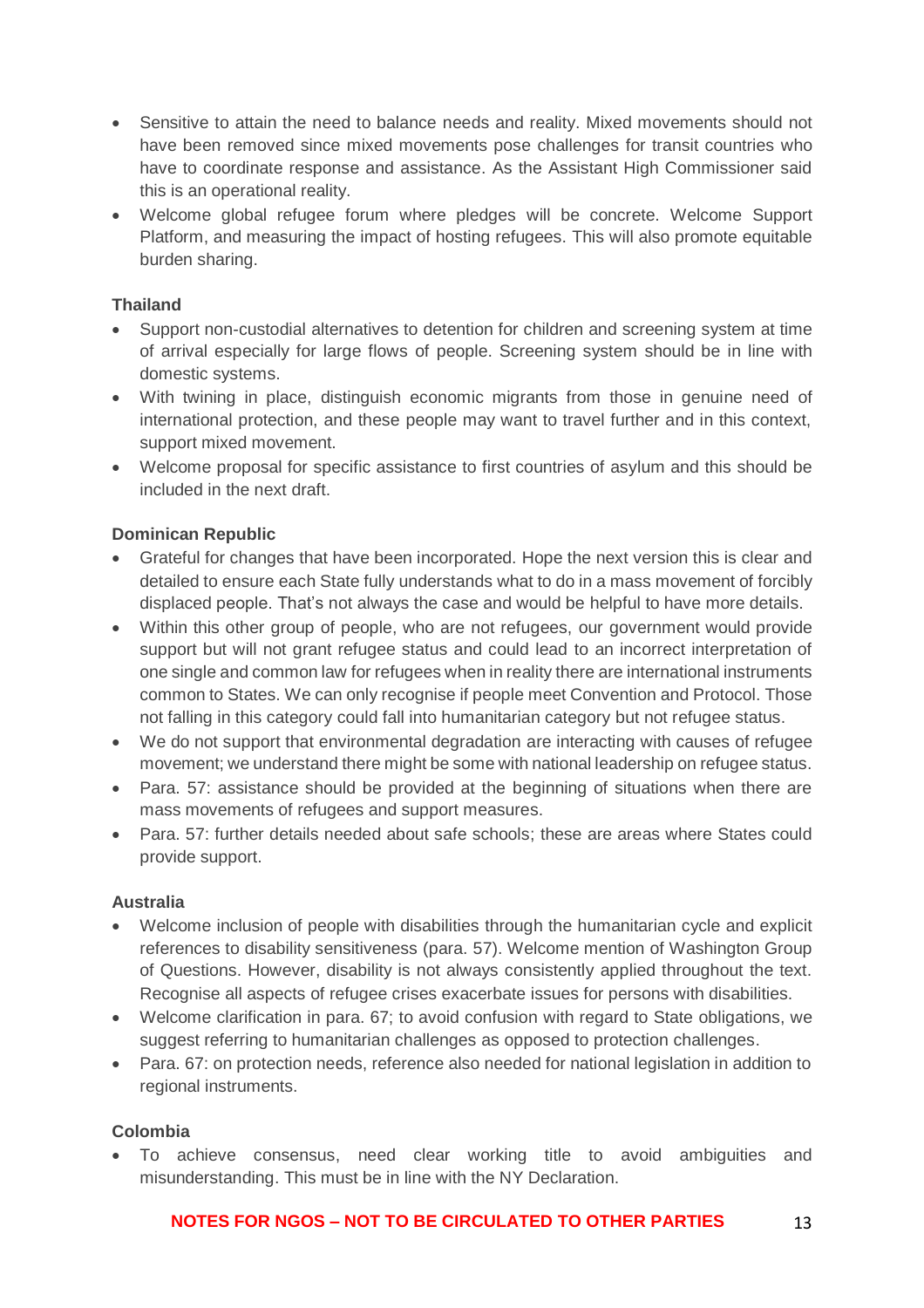- Sensitive to attain the need to balance needs and reality. Mixed movements should not have been removed since mixed movements pose challenges for transit countries who have to coordinate response and assistance. As the Assistant High Commissioner said this is an operational reality.
- Welcome global refugee forum where pledges will be concrete. Welcome Support Platform, and measuring the impact of hosting refugees. This will also promote equitable burden sharing.

**Thailand**

- Support non-custodial alternatives to detention for children and screening system at time of arrival especially for large flows of people. Screening system should be in line with domestic systems.
- With twining in place, distinguish economic migrants from those in genuine need of international protection, and these people may want to travel further and in this context, support mixed movement.
- Welcome proposal for specific assistance to first countries of asylum and this should be included in the next draft.

**Dominican Republic**

- Grateful for changes that have been incorporated. Hope the next version this is clear and detailed to ensure each State fully understands what to do in a mass movement of forcibly displaced people. That's not always the case and would be helpful to have more details.
- Within this other group of people, who are not refugees, our government would provide support but will not grant refugee status and could lead to an incorrect interpretation of one single and common law for refugees when in reality there are international instruments common to States. We can only recognise if people meet Convention and Protocol. Those not falling in this category could fall into humanitarian category but not refugee status.
- We do not support that environmental degradation are interacting with causes of refugee movement; we understand there might be some with national leadership on refugee status.
- Para. 57: assistance should be provided at the beginning of situations when there are mass movements of refugees and support measures.
- Para. 57: further details needed about safe schools; these are areas where States could provide support.

**Australia**

- Welcome inclusion of people with disabilities through the humanitarian cycle and explicit references to disability sensitiveness (para. 57). Welcome mention of Washington Group of Questions. However, disability is not always consistently applied throughout the text. Recognise all aspects of refugee crises exacerbate issues for persons with disabilities.
- Welcome clarification in para. 67; to avoid confusion with regard to State obligations, we suggest referring to humanitarian challenges as opposed to protection challenges.
- Para. 67: on protection needs, reference also needed for national legislation in addition to regional instruments.

**Colombia**

- To achieve consensus, need clear working title to avoid ambiguities and misunderstanding. This must be in line with the NY Declaration.

**NOTES FOR NGOS – NOT TO BE CIRCULATED TO OTHER PARTIES**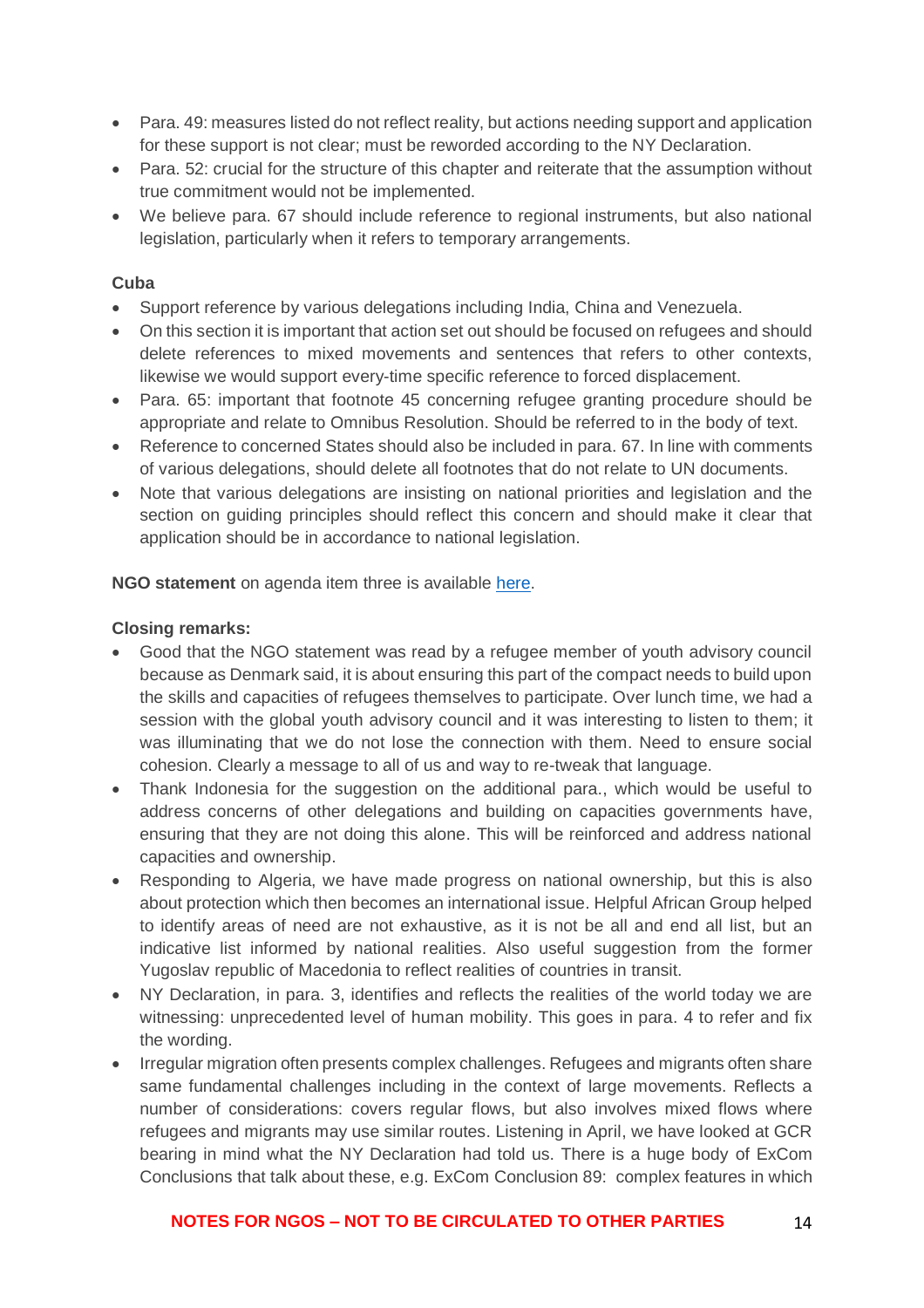- Para. 49: measures listed do not reflect reality, but actions needing support and application for these support is not clear; must be reworded according to the NY Declaration.
- Para. 52: crucial for the structure of this chapter and reiterate that the assumption without true commitment would not be implemented.
- We believe para. 67 should include reference to regional instruments, but also national legislation, particularly when it refers to temporary arrangements.

**Cuba**

- Support reference by various delegations including India, China and Venezuela.
- On this section it is important that action set out should be focused on refugees and should delete references to mixed movements and sentences that refers to other contexts, likewise we would support every-time specific reference to forced displacement.
- Para. 65: important that footnote 45 concerning refugee granting procedure should be appropriate and relate to Omnibus Resolution. Should be referred to in the body of text.
- Reference to concerned States should also be included in para. 67. In line with comments of various delegations, should delete all footnotes that do not relate to UN documents.
- Note that various delegations are insisting on national priorities and legislation and the section on guiding principles should reflect this concern and should make it clear that application should be in accordance to national legislation.

**NGO statement** on agenda item three is available [here](here).

**Closing remarks:**

- Good that the NGO statement was read by a refugee member of youth advisory council because as Denmark said, it is about ensuring this part of the compact needs to build upon the skills and capacities of refugees themselves to participate. Over lunch time, we had a session with the global youth advisory council and it was interesting to listen to them; it was illuminating that we do not lose the connection with them. Need to ensure social cohesion. Clearly a message to all of us and way to re-tweak that language.
- Thank Indonesia for the suggestion on the additional para., which would be useful to address concerns of other delegations and building on capacities governments have, ensuring that they are not doing this alone. This will be reinforced and address national capacities and ownership.
- Responding to Algeria, we have made progress on national ownership, but this is also about protection which then becomes an international issue. Helpful African Group helped to identify areas of need are not exhaustive, as it is not be all and end all list, but an indicative list informed by national realities. Also useful suggestion from the former Yugoslav republic of Macedonia to reflect realities of countries in transit.
- NY Declaration, in para. 3, identifies and reflects the realities of the world today we are witnessing: unprecedented level of human mobility. This goes in para. 4 to refer and fix the wording.
- Irregular migration often presents complex challenges. Refugees and migrants often share same fundamental challenges including in the context of large movements. Reflects a number of considerations: covers regular flows, but also involves mixed flows where refugees and migrants may use similar routes. Listening in April, we have looked at GCR bearing in mind what the NY Declaration had told us. There is a huge body of ExCom Conclusions that talk about these, e.g. ExCom Conclusion 89: complex features in which

**NOTES FOR NGOS – NOT TO BE CIRCULATED TO OTHER PARTIES**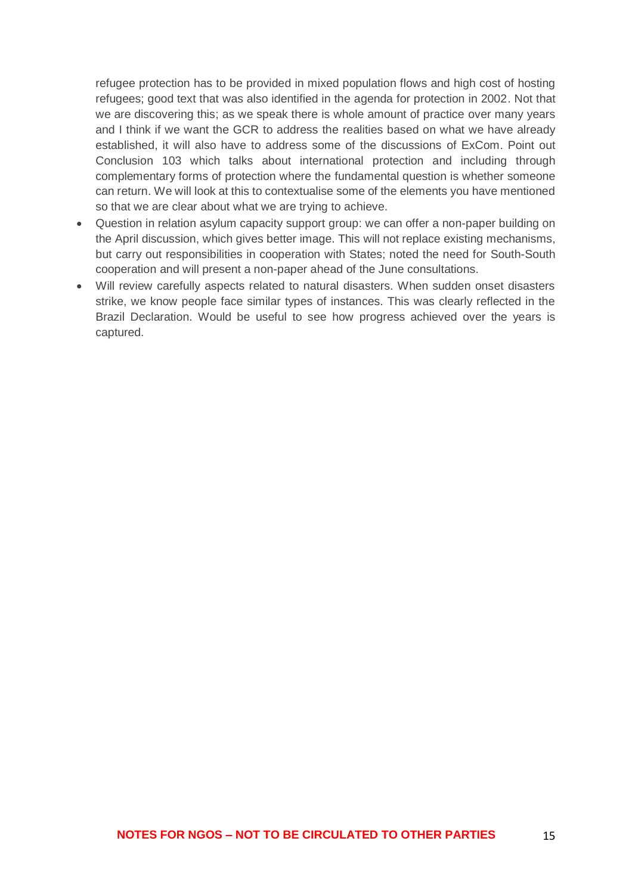refugee protection has to be provided in mixed population flows and high cost of hosting refugees; good text that was also identified in the agenda for protection in 2002. Not that we are discovering this; as we speak there is whole amount of practice over many years and I think if we want the GCR to address the realities based on what we have already established, it will also have to address some of the discussions of ExCom. Point out Conclusion 103 which talks about international protection and including through complementary forms of protection where the fundamental question is whether someone can return. We will look at this to contextualise some of the elements you have mentioned so that we are clear about what we are trying to achieve.

- Question in relation asylum capacity support group: we can offer a non-paper building on the April discussion, which gives better image. This will not replace existing mechanisms, but carry out responsibilities in cooperation with States; noted the need for South-South cooperation and will present a non-paper ahead of the June consultations.
- Will review carefully aspects related to natural disasters. When sudden onset disasters strike, we know people face similar types of instances. This was clearly reflected in the Brazil Declaration. Would be useful to see how progress achieved over the years is captured.

**NOTES FOR NGOS – NOT TO BE CIRCULATED TO OTHER PARTIES**